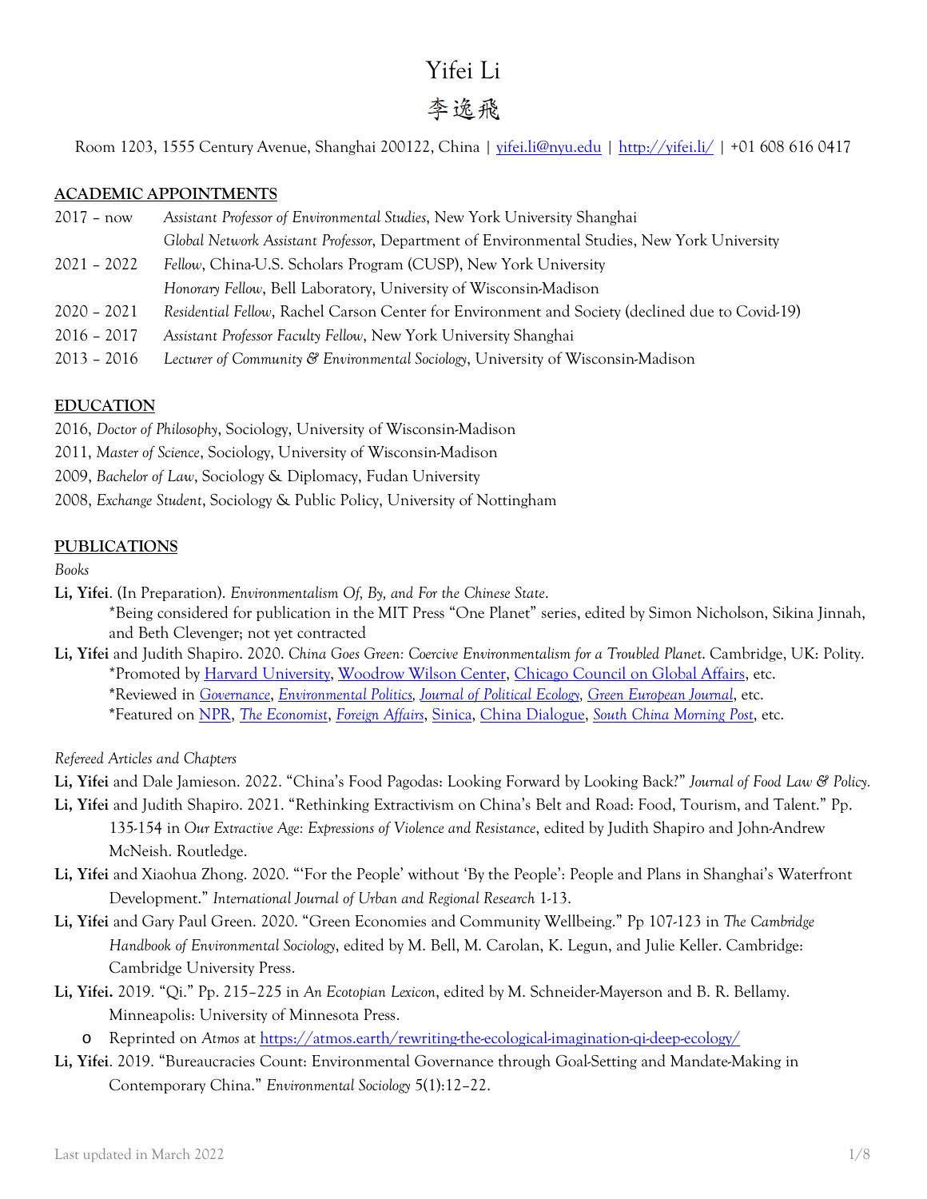# Yifei Li

# 李逸飛

Room 1203, 1555 Century Avenue, Shanghai 200122, China | yifei.li@nyu.edu | http://yifei.li/ | +01 608 616 0417

## ACADEMIC APPOINTMENTS

2017 – now *Assistant Professor of Environmental Studies*, New York University Shanghai
*Global Network Assistant Professor*, Department of Environmental Studies, New York University

2021 – 2022 *Fellow*, China-U.S. Scholars Program (CUSP), New York University
*Honorary Fellow*, Bell Laboratory, University of Wisconsin-Madison

2020 – 2021 *Residential Fellow*, Rachel Carson Center for Environment and Society (declined due to Covid-19)

2016 – 2017 *Assistant Professor Faculty Fellow*, New York University Shanghai

2013 – 2016 *Lecturer of Community & Environmental Sociology*, University of Wisconsin-Madison

## EDUCATION

2016, *Doctor of Philosophy*, Sociology, University of Wisconsin-Madison

2011, *Master of Science*, Sociology, University of Wisconsin-Madison

2009, *Bachelor of Law*, Sociology & Diplomacy, Fudan University

2008, *Exchange Student*, Sociology & Public Policy, University of Nottingham

## PUBLICATIONS

*Books*

**Li, Yifei**. (In Preparation). *Environmentalism Of, By, and For the Chinese State*.
*Being considered for publication in the MIT Press "One Planet" series, edited by Simon Nicholson, Sikina Jinnah, and Beth Clevenger; not yet contracted

**Li, Yifei** and Judith Shapiro. 2020. *China Goes Green: Coercive Environmentalism for a Troubled Planet*. Cambridge, UK: Polity.
*Promoted by Harvard University, Woodrow Wilson Center, Chicago Council on Global Affairs, etc.
*Reviewed in *Governance*, *Environmental Politics*, *Journal of Political Ecology*, *Green European Journal*, etc.
*Featured on NPR, *The Economist*, *Foreign Affairs*, Sinica, China Dialogue, *South China Morning Post*, etc.

*Refereed Articles and Chapters*

**Li, Yifei** and Dale Jamieson. 2022. "China's Food Pagodas: Looking Forward by Looking Back?" *Journal of Food Law & Policy.*

**Li, Yifei** and Judith Shapiro. 2021. "Rethinking Extractivism on China's Belt and Road: Food, Tourism, and Talent." Pp. 135-154 in *Our Extractive Age: Expressions of Violence and Resistance*, edited by Judith Shapiro and John-Andrew McNeish. Routledge.

**Li, Yifei** and Xiaohua Zhong. 2020. "'For the People' without 'By the People': People and Plans in Shanghai's Waterfront Development." *International Journal of Urban and Regional Research* 1-13.

**Li, Yifei** and Gary Paul Green. 2020. "Green Economies and Community Wellbeing." Pp 107-123 in *The Cambridge Handbook of Environmental Sociology*, edited by M. Bell, M. Carolan, K. Legun, and Julie Keller. Cambridge: Cambridge University Press.

**Li, Yifei.** 2019. "Qi." Pp. 215–225 in *An Ecotopian Lexicon*, edited by M. Schneider-Mayerson and B. R. Bellamy. Minneapolis: University of Minnesota Press.

- Reprinted on *Atmos* at https://atmos.earth/rewriting-the-ecological-imagination-qi-deep-ecology/

**Li, Yifei**. 2019. "Bureaucracies Count: Environmental Governance through Goal-Setting and Mandate-Making in Contemporary China." *Environmental Sociology* 5(1):12–22.

Last updated in March 2022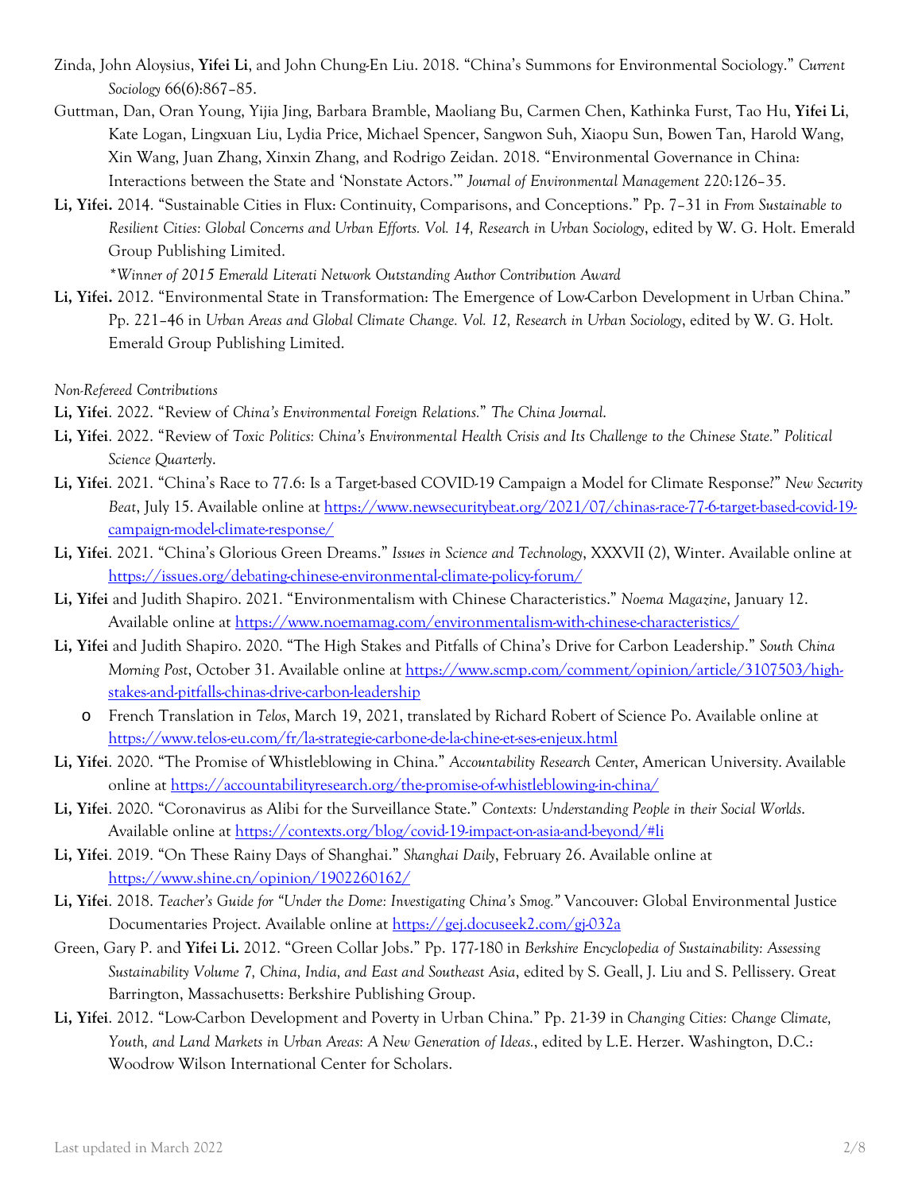Zinda, John Aloysius, **Yifei Li**, and John Chung-En Liu. 2018. "China's Summons for Environmental Sociology." *Current Sociology* 66(6):867–85.

Guttman, Dan, Oran Young, Yijia Jing, Barbara Bramble, Maoliang Bu, Carmen Chen, Kathinka Furst, Tao Hu, **Yifei Li**, Kate Logan, Lingxuan Liu, Lydia Price, Michael Spencer, Sangwon Suh, Xiaopu Sun, Bowen Tan, Harold Wang, Xin Wang, Juan Zhang, Xinxin Zhang, and Rodrigo Zeidan. 2018. "Environmental Governance in China: Interactions between the State and 'Nonstate Actors.'" *Journal of Environmental Management* 220:126–35.

**Li, Yifei.** 2014. "Sustainable Cities in Flux: Continuity, Comparisons, and Conceptions." Pp. 7–31 in *From Sustainable to Resilient Cities: Global Concerns and Urban Efforts. Vol. 14, Research in Urban Sociology*, edited by W. G. Holt. Emerald Group Publishing Limited.

*\*Winner of 2015 Emerald Literati Network Outstanding Author Contribution Award*

**Li, Yifei.** 2012. "Environmental State in Transformation: The Emergence of Low-Carbon Development in Urban China." Pp. 221–46 in *Urban Areas and Global Climate Change. Vol. 12, Research in Urban Sociology*, edited by W. G. Holt. Emerald Group Publishing Limited.

*Non-Refereed Contributions*

**Li, Yifei**. 2022. "Review of *China's Environmental Foreign Relations.*" *The China Journal*.

**Li, Yifei**. 2022. "Review of *Toxic Politics: China's Environmental Health Crisis and Its Challenge to the Chinese State.*" *Political Science Quarterly*.

**Li, Yifei**. 2021. "China's Race to 77.6: Is a Target-based COVID-19 Campaign a Model for Climate Response?" *New Security Beat*, July 15. Available online at https://www.newsecuritybeat.org/2021/07/chinas-race-77-6-target-based-covid-19-campaign-model-climate-response/

**Li, Yifei**. 2021. "China's Glorious Green Dreams." *Issues in Science and Technology*, XXXVII (2), Winter. Available online at https://issues.org/debating-chinese-environmental-climate-policy-forum/

**Li, Yifei** and Judith Shapiro. 2021. "Environmentalism with Chinese Characteristics." *Noema Magazine*, January 12. Available online at https://www.noemamag.com/environmentalism-with-chinese-characteristics/

**Li, Yifei** and Judith Shapiro. 2020. "The High Stakes and Pitfalls of China's Drive for Carbon Leadership." *South China Morning Post*, October 31. Available online at https://www.scmp.com/comment/opinion/article/3107503/high-stakes-and-pitfalls-chinas-drive-carbon-leadership

- French Translation in *Telos*, March 19, 2021, translated by Richard Robert of Science Po. Available online at https://www.telos-eu.com/fr/la-strategie-carbone-de-la-chine-et-ses-enjeux.html

**Li, Yifei**. 2020. "The Promise of Whistleblowing in China." *Accountability Research Center*, American University. Available online at https://accountabilityresearch.org/the-promise-of-whistleblowing-in-china/

**Li, Yifei**. 2020. "Coronavirus as Alibi for the Surveillance State." *Contexts: Understanding People in their Social Worlds*. Available online at https://contexts.org/blog/covid-19-impact-on-asia-and-beyond/#li

**Li, Yifei**. 2019. "On These Rainy Days of Shanghai." *Shanghai Daily*, February 26. Available online at https://www.shine.cn/opinion/1902260162/

**Li, Yifei**. 2018. *Teacher's Guide for "Under the Dome: Investigating China's Smog."* Vancouver: Global Environmental Justice Documentaries Project. Available online at https://gej.docuseek2.com/gj-032a

Green, Gary P. and **Yifei Li.** 2012. "Green Collar Jobs." Pp. 177-180 in *Berkshire Encyclopedia of Sustainability: Assessing Sustainability Volume 7, China, India, and East and Southeast Asia*, edited by S. Geall, J. Liu and S. Pellissery. Great Barrington, Massachusetts: Berkshire Publishing Group.

**Li, Yifei**. 2012. "Low-Carbon Development and Poverty in Urban China." Pp. 21-39 in *Changing Cities: Change Climate, Youth, and Land Markets in Urban Areas: A New Generation of Ideas.*, edited by L.E. Herzer. Washington, D.C.: Woodrow Wilson International Center for Scholars.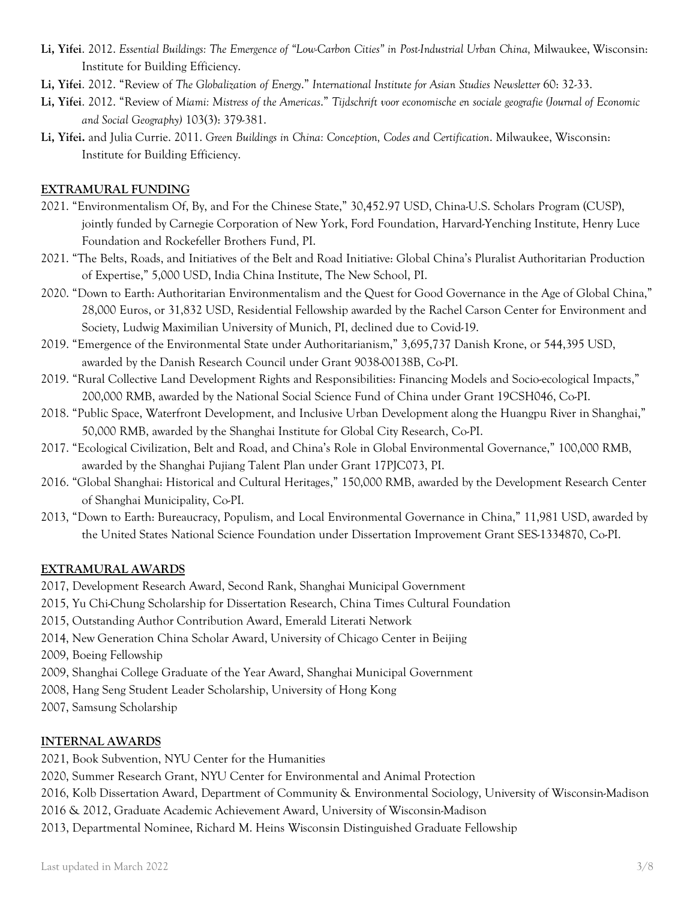**Li, Yifei**. 2012. *Essential Buildings: The Emergence of "Low-Carbon Cities" in Post-Industrial Urban China,* Milwaukee, Wisconsin: Institute for Building Efficiency.

**Li, Yifei**. 2012. "Review of *The Globalization of Energy*." *International Institute for Asian Studies Newsletter* 60: 32-33.

**Li, Yifei**. 2012. "Review of *Miami: Mistress of the Americas*." *Tijdschrift voor economische en sociale geografie (Journal of Economic and Social Geography)* 103(3): 379-381.

**Li, Yifei.** and Julia Currie. 2011. *Green Buildings in China: Conception, Codes and Certification*. Milwaukee, Wisconsin: Institute for Building Efficiency.

## EXTRAMURAL FUNDING

2021. "Environmentalism Of, By, and For the Chinese State," 30,452.97 USD, China-U.S. Scholars Program (CUSP), jointly funded by Carnegie Corporation of New York, Ford Foundation, Harvard-Yenching Institute, Henry Luce Foundation and Rockefeller Brothers Fund, PI.

2021. "The Belts, Roads, and Initiatives of the Belt and Road Initiative: Global China's Pluralist Authoritarian Production of Expertise," 5,000 USD, India China Institute, The New School, PI.

2020. "Down to Earth: Authoritarian Environmentalism and the Quest for Good Governance in the Age of Global China," 28,000 Euros, or 31,832 USD, Residential Fellowship awarded by the Rachel Carson Center for Environment and Society, Ludwig Maximilian University of Munich, PI, declined due to Covid-19.

2019. "Emergence of the Environmental State under Authoritarianism," 3,695,737 Danish Krone, or 544,395 USD, awarded by the Danish Research Council under Grant 9038-00138B, Co-PI.

2019. "Rural Collective Land Development Rights and Responsibilities: Financing Models and Socio-ecological Impacts," 200,000 RMB, awarded by the National Social Science Fund of China under Grant 19CSH046, Co-PI.

2018. "Public Space, Waterfront Development, and Inclusive Urban Development along the Huangpu River in Shanghai," 50,000 RMB, awarded by the Shanghai Institute for Global City Research, Co-PI.

2017. "Ecological Civilization, Belt and Road, and China's Role in Global Environmental Governance," 100,000 RMB, awarded by the Shanghai Pujiang Talent Plan under Grant 17PJC073, PI.

2016. "Global Shanghai: Historical and Cultural Heritages," 150,000 RMB, awarded by the Development Research Center of Shanghai Municipality, Co-PI.

2013, "Down to Earth: Bureaucracy, Populism, and Local Environmental Governance in China," 11,981 USD, awarded by the United States National Science Foundation under Dissertation Improvement Grant SES-1334870, Co-PI.

## EXTRAMURAL AWARDS

2017, Development Research Award, Second Rank, Shanghai Municipal Government

2015, Yu Chi-Chung Scholarship for Dissertation Research, China Times Cultural Foundation

2015, Outstanding Author Contribution Award, Emerald Literati Network

2014, New Generation China Scholar Award, University of Chicago Center in Beijing

2009, Boeing Fellowship

2009, Shanghai College Graduate of the Year Award, Shanghai Municipal Government

2008, Hang Seng Student Leader Scholarship, University of Hong Kong

2007, Samsung Scholarship

## INTERNAL AWARDS

2021, Book Subvention, NYU Center for the Humanities

2020, Summer Research Grant, NYU Center for Environmental and Animal Protection

2016, Kolb Dissertation Award, Department of Community & Environmental Sociology, University of Wisconsin-Madison

2016 & 2012, Graduate Academic Achievement Award, University of Wisconsin-Madison

2013, Departmental Nominee, Richard M. Heins Wisconsin Distinguished Graduate Fellowship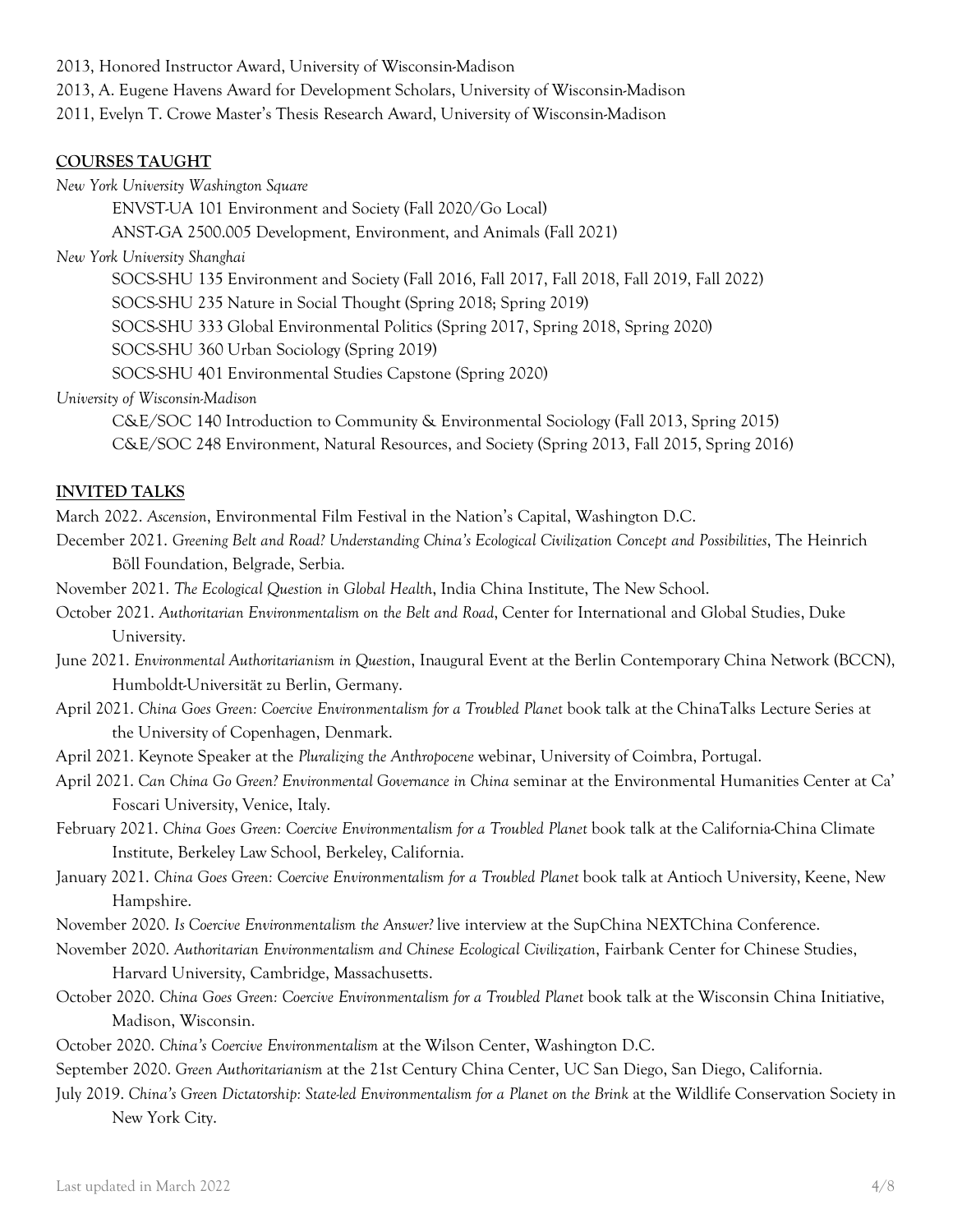2013, Honored Instructor Award, University of Wisconsin-Madison

2013, A. Eugene Havens Award for Development Scholars, University of Wisconsin-Madison

2011, Evelyn T. Crowe Master's Thesis Research Award, University of Wisconsin-Madison

## COURSES TAUGHT

*New York University Washington Square*

- ENVST-UA 101 Environment and Society (Fall 2020/Go Local)
- ANST-GA 2500.005 Development, Environment, and Animals (Fall 2021)

*New York University Shanghai*

- SOCS-SHU 135 Environment and Society (Fall 2016, Fall 2017, Fall 2018, Fall 2019, Fall 2022)
- SOCS-SHU 235 Nature in Social Thought (Spring 2018; Spring 2019)
- SOCS-SHU 333 Global Environmental Politics (Spring 2017, Spring 2018, Spring 2020)
- SOCS-SHU 360 Urban Sociology (Spring 2019)
- SOCS-SHU 401 Environmental Studies Capstone (Spring 2020)

*University of Wisconsin-Madison*

- C&E/SOC 140 Introduction to Community & Environmental Sociology (Fall 2013, Spring 2015)
- C&E/SOC 248 Environment, Natural Resources, and Society (Spring 2013, Fall 2015, Spring 2016)

## INVITED TALKS

March 2022. *Ascension*, Environmental Film Festival in the Nation's Capital, Washington D.C.

December 2021. *Greening Belt and Road? Understanding China's Ecological Civilization Concept and Possibilities*, The Heinrich Böll Foundation, Belgrade, Serbia.

November 2021. *The Ecological Question in Global Health*, India China Institute, The New School.

October 2021. *Authoritarian Environmentalism on the Belt and Road*, Center for International and Global Studies, Duke University.

June 2021. *Environmental Authoritarianism in Question*, Inaugural Event at the Berlin Contemporary China Network (BCCN), Humboldt-Universität zu Berlin, Germany.

April 2021. *China Goes Green: Coercive Environmentalism for a Troubled Planet* book talk at the ChinaTalks Lecture Series at the University of Copenhagen, Denmark.

April 2021. Keynote Speaker at the *Pluralizing the Anthropocene* webinar, University of Coimbra, Portugal.

April 2021. *Can China Go Green? Environmental Governance in China* seminar at the Environmental Humanities Center at Ca' Foscari University, Venice, Italy.

February 2021. *China Goes Green: Coercive Environmentalism for a Troubled Planet* book talk at the California-China Climate Institute, Berkeley Law School, Berkeley, California.

January 2021. *China Goes Green: Coercive Environmentalism for a Troubled Planet* book talk at Antioch University, Keene, New Hampshire.

November 2020. *Is Coercive Environmentalism the Answer?* live interview at the SupChina NEXTChina Conference.

November 2020. *Authoritarian Environmentalism and Chinese Ecological Civilization*, Fairbank Center for Chinese Studies, Harvard University, Cambridge, Massachusetts.

October 2020. *China Goes Green: Coercive Environmentalism for a Troubled Planet* book talk at the Wisconsin China Initiative, Madison, Wisconsin.

October 2020. *China's Coercive Environmentalism* at the Wilson Center, Washington D.C.

September 2020. *Green Authoritarianism* at the 21st Century China Center, UC San Diego, San Diego, California.

July 2019. *China's Green Dictatorship: State-led Environmentalism for a Planet on the Brink* at the Wildlife Conservation Society in New York City.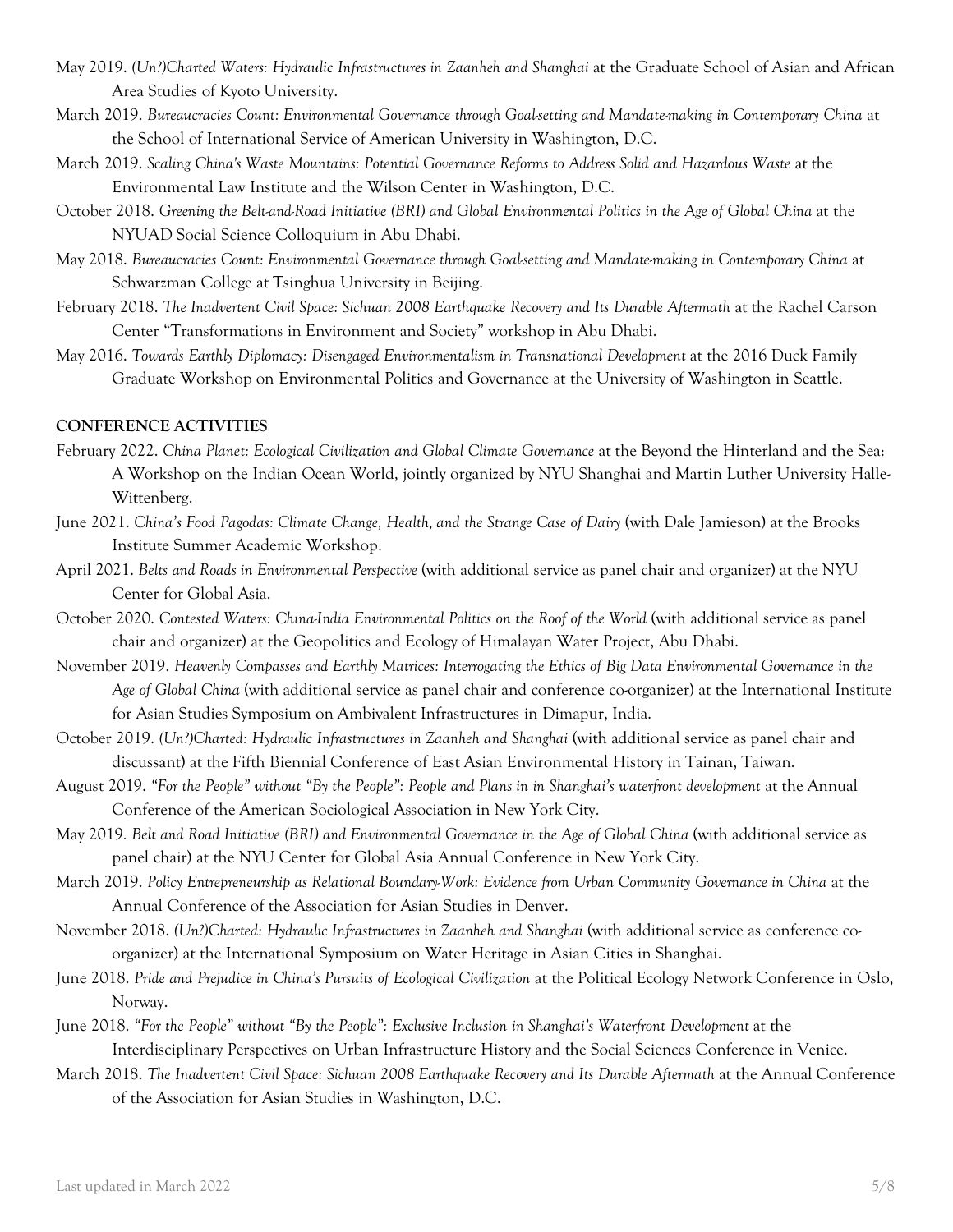May 2019. *(Un?)Charted Waters: Hydraulic Infrastructures in Zaanheh and Shanghai* at the Graduate School of Asian and African Area Studies of Kyoto University.

March 2019. *Bureaucracies Count: Environmental Governance through Goal-setting and Mandate-making in Contemporary China* at the School of International Service of American University in Washington, D.C.

March 2019. *Scaling China's Waste Mountains: Potential Governance Reforms to Address Solid and Hazardous Waste* at the Environmental Law Institute and the Wilson Center in Washington, D.C.

October 2018. *Greening the Belt-and-Road Initiative (BRI) and Global Environmental Politics in the Age of Global China* at the NYUAD Social Science Colloquium in Abu Dhabi.

May 2018. *Bureaucracies Count: Environmental Governance through Goal-setting and Mandate-making in Contemporary China* at Schwarzman College at Tsinghua University in Beijing.

February 2018. *The Inadvertent Civil Space: Sichuan 2008 Earthquake Recovery and Its Durable Aftermath* at the Rachel Carson Center "Transformations in Environment and Society" workshop in Abu Dhabi.

May 2016. *Towards Earthly Diplomacy: Disengaged Environmentalism in Transnational Development* at the 2016 Duck Family Graduate Workshop on Environmental Politics and Governance at the University of Washington in Seattle.

## CONFERENCE ACTIVITIES

February 2022. *China Planet: Ecological Civilization and Global Climate Governance* at the Beyond the Hinterland and the Sea: A Workshop on the Indian Ocean World, jointly organized by NYU Shanghai and Martin Luther University Halle-Wittenberg.

June 2021. *China's Food Pagodas: Climate Change, Health, and the Strange Case of Dairy* (with Dale Jamieson) at the Brooks Institute Summer Academic Workshop.

April 2021. *Belts and Roads in Environmental Perspective* (with additional service as panel chair and organizer) at the NYU Center for Global Asia.

October 2020. *Contested Waters: China-India Environmental Politics on the Roof of the World* (with additional service as panel chair and organizer) at the Geopolitics and Ecology of Himalayan Water Project, Abu Dhabi.

November 2019. *Heavenly Compasses and Earthly Matrices: Interrogating the Ethics of Big Data Environmental Governance in the Age of Global China* (with additional service as panel chair and conference co-organizer) at the International Institute for Asian Studies Symposium on Ambivalent Infrastructures in Dimapur, India.

October 2019. *(Un?)Charted: Hydraulic Infrastructures in Zaanheh and Shanghai* (with additional service as panel chair and discussant) at the Fifth Biennial Conference of East Asian Environmental History in Tainan, Taiwan.

August 2019. *"For the People" without "By the People": People and Plans in in Shanghai's waterfront development* at the Annual Conference of the American Sociological Association in New York City.

May 2019. *Belt and Road Initiative (BRI) and Environmental Governance in the Age of Global China* (with additional service as panel chair) at the NYU Center for Global Asia Annual Conference in New York City.

March 2019. *Policy Entrepreneurship as Relational Boundary-Work: Evidence from Urban Community Governance in China* at the Annual Conference of the Association for Asian Studies in Denver.

November 2018. *(Un?)Charted: Hydraulic Infrastructures in Zaanheh and Shanghai* (with additional service as conference co-organizer) at the International Symposium on Water Heritage in Asian Cities in Shanghai.

June 2018. *Pride and Prejudice in China's Pursuits of Ecological Civilization* at the Political Ecology Network Conference in Oslo, Norway.

June 2018. *"For the People" without "By the People": Exclusive Inclusion in Shanghai's Waterfront Development* at the Interdisciplinary Perspectives on Urban Infrastructure History and the Social Sciences Conference in Venice.

March 2018. *The Inadvertent Civil Space: Sichuan 2008 Earthquake Recovery and Its Durable Aftermath* at the Annual Conference of the Association for Asian Studies in Washington, D.C.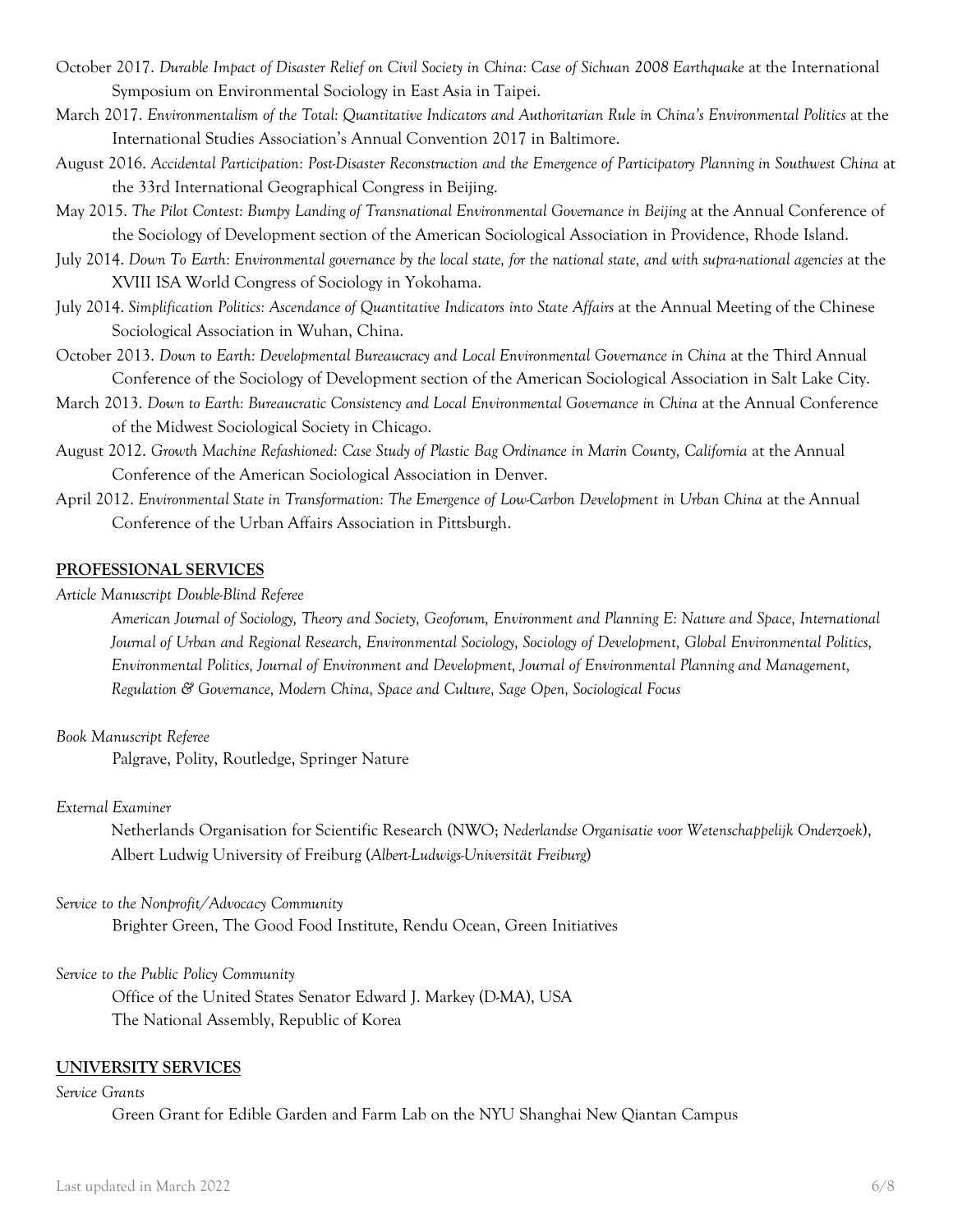October 2017. *Durable Impact of Disaster Relief on Civil Society in China: Case of Sichuan 2008 Earthquake* at the International Symposium on Environmental Sociology in East Asia in Taipei.

March 2017. *Environmentalism of the Total: Quantitative Indicators and Authoritarian Rule in China's Environmental Politics* at the International Studies Association's Annual Convention 2017 in Baltimore.

August 2016. *Accidental Participation: Post-Disaster Reconstruction and the Emergence of Participatory Planning in Southwest China* at the 33rd International Geographical Congress in Beijing.

May 2015. *The Pilot Contest: Bumpy Landing of Transnational Environmental Governance in Beijing* at the Annual Conference of the Sociology of Development section of the American Sociological Association in Providence, Rhode Island.

July 2014. *Down To Earth: Environmental governance by the local state, for the national state, and with supra-national agencies* at the XVIII ISA World Congress of Sociology in Yokohama.

July 2014. *Simplification Politics: Ascendance of Quantitative Indicators into State Affairs* at the Annual Meeting of the Chinese Sociological Association in Wuhan, China.

October 2013. *Down to Earth: Developmental Bureaucracy and Local Environmental Governance in China* at the Third Annual Conference of the Sociology of Development section of the American Sociological Association in Salt Lake City.

March 2013. *Down to Earth: Bureaucratic Consistency and Local Environmental Governance in China* at the Annual Conference of the Midwest Sociological Society in Chicago.

August 2012. *Growth Machine Refashioned: Case Study of Plastic Bag Ordinance in Marin County, California* at the Annual Conference of the American Sociological Association in Denver.

April 2012. *Environmental State in Transformation: The Emergence of Low-Carbon Development in Urban China* at the Annual Conference of the Urban Affairs Association in Pittsburgh.

## PROFESSIONAL SERVICES

*Article Manuscript Double-Blind Referee*

*American Journal of Sociology, Theory and Society, Geoforum, Environment and Planning E: Nature and Space, International Journal of Urban and Regional Research, Environmental Sociology, Sociology of Development, Global Environmental Politics, Environmental Politics, Journal of Environment and Development, Journal of Environmental Planning and Management, Regulation & Governance, Modern China, Space and Culture, Sage Open, Sociological Focus*

*Book Manuscript Referee*

Palgrave, Polity, Routledge, Springer Nature

*External Examiner*

Netherlands Organisation for Scientific Research (NWO; *Nederlandse Organisatie voor Wetenschappelijk Onderzoek*), Albert Ludwig University of Freiburg (*Albert-Ludwigs-Universität Freiburg*)

*Service to the Nonprofit/Advocacy Community*

Brighter Green, The Good Food Institute, Rendu Ocean, Green Initiatives

*Service to the Public Policy Community*

Office of the United States Senator Edward J. Markey (D-MA), USA
The National Assembly, Republic of Korea

## UNIVERSITY SERVICES

*Service Grants*

Green Grant for Edible Garden and Farm Lab on the NYU Shanghai New Qiantan Campus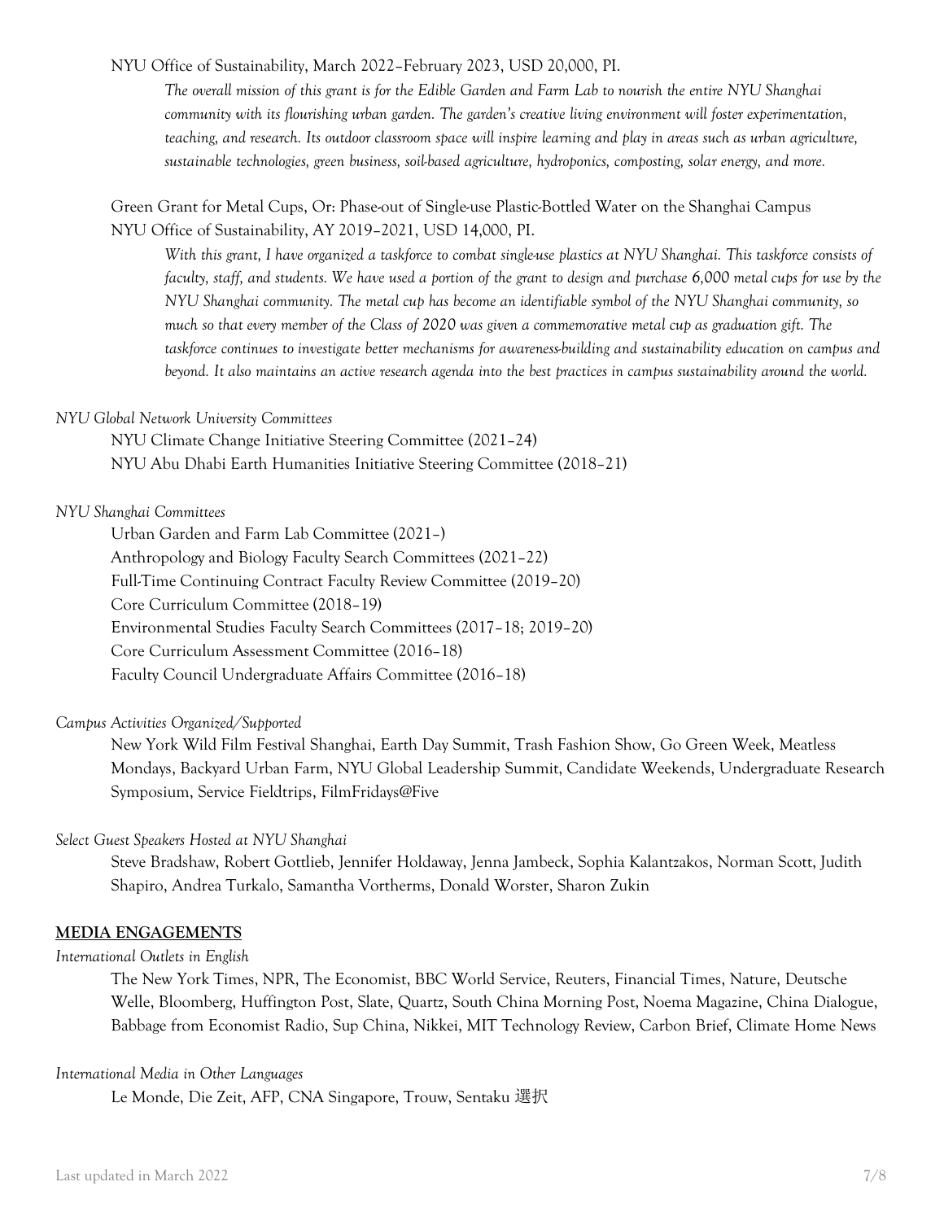NYU Office of Sustainability, March 2022–February 2023, USD 20,000, PI.

*The overall mission of this grant is for the Edible Garden and Farm Lab to nourish the entire NYU Shanghai community with its flourishing urban garden. The garden's creative living environment will foster experimentation, teaching, and research. Its outdoor classroom space will inspire learning and play in areas such as urban agriculture, sustainable technologies, green business, soil-based agriculture, hydroponics, composting, solar energy, and more.*

Green Grant for Metal Cups, Or: Phase-out of Single-use Plastic-Bottled Water on the Shanghai Campus
NYU Office of Sustainability, AY 2019–2021, USD 14,000, PI.

*With this grant, I have organized a taskforce to combat single-use plastics at NYU Shanghai. This taskforce consists of faculty, staff, and students. We have used a portion of the grant to design and purchase 6,000 metal cups for use by the NYU Shanghai community. The metal cup has become an identifiable symbol of the NYU Shanghai community, so much so that every member of the Class of 2020 was given a commemorative metal cup as graduation gift. The taskforce continues to investigate better mechanisms for awareness-building and sustainability education on campus and beyond. It also maintains an active research agenda into the best practices in campus sustainability around the world.*

*NYU Global Network University Committees*

NYU Climate Change Initiative Steering Committee (2021–24)
NYU Abu Dhabi Earth Humanities Initiative Steering Committee (2018–21)

*NYU Shanghai Committees*

Urban Garden and Farm Lab Committee (2021–)
Anthropology and Biology Faculty Search Committees (2021–22)
Full-Time Continuing Contract Faculty Review Committee (2019–20)
Core Curriculum Committee (2018–19)
Environmental Studies Faculty Search Committees (2017–18; 2019–20)
Core Curriculum Assessment Committee (2016–18)
Faculty Council Undergraduate Affairs Committee (2016–18)

*Campus Activities Organized/Supported*

New York Wild Film Festival Shanghai, Earth Day Summit, Trash Fashion Show, Go Green Week, Meatless Mondays, Backyard Urban Farm, NYU Global Leadership Summit, Candidate Weekends, Undergraduate Research Symposium, Service Fieldtrips, FilmFridays@Five

*Select Guest Speakers Hosted at NYU Shanghai*

Steve Bradshaw, Robert Gottlieb, Jennifer Holdaway, Jenna Jambeck, Sophia Kalantzakos, Norman Scott, Judith Shapiro, Andrea Turkalo, Samantha Vortherms, Donald Worster, Sharon Zukin

## MEDIA ENGAGEMENTS

*International Outlets in English*

The New York Times, NPR, The Economist, BBC World Service, Reuters, Financial Times, Nature, Deutsche Welle, Bloomberg, Huffington Post, Slate, Quartz, South China Morning Post, Noema Magazine, China Dialogue, Babbage from Economist Radio, Sup China, Nikkei, MIT Technology Review, Carbon Brief, Climate Home News

*International Media in Other Languages*

Le Monde, Die Zeit, AFP, CNA Singapore, Trouw, Sentaku 選択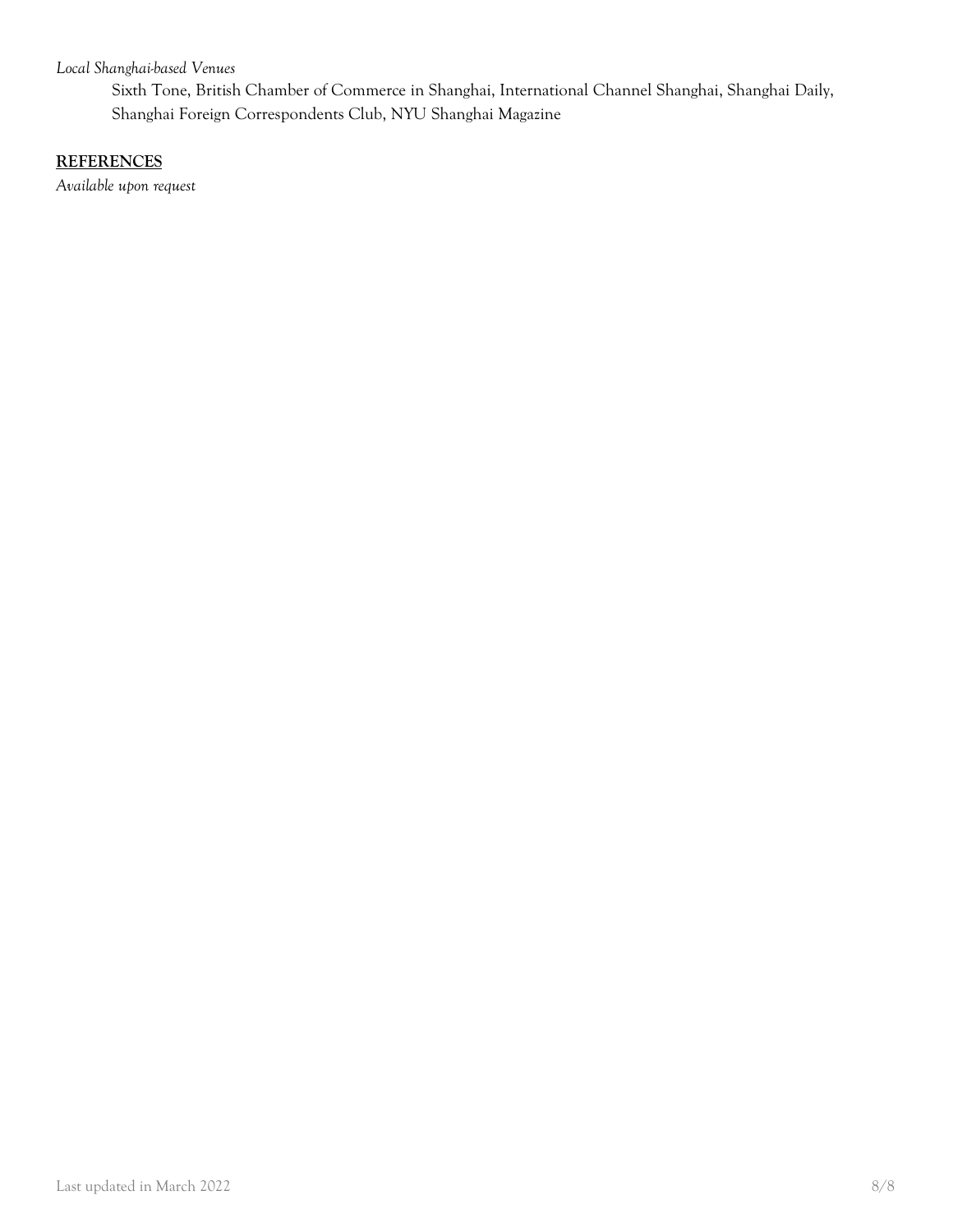*Local Shanghai-based Venues*

Sixth Tone, British Chamber of Commerce in Shanghai, International Channel Shanghai, Shanghai Daily, Shanghai Foreign Correspondents Club, NYU Shanghai Magazine

## **REFERENCES**

*Available upon request*